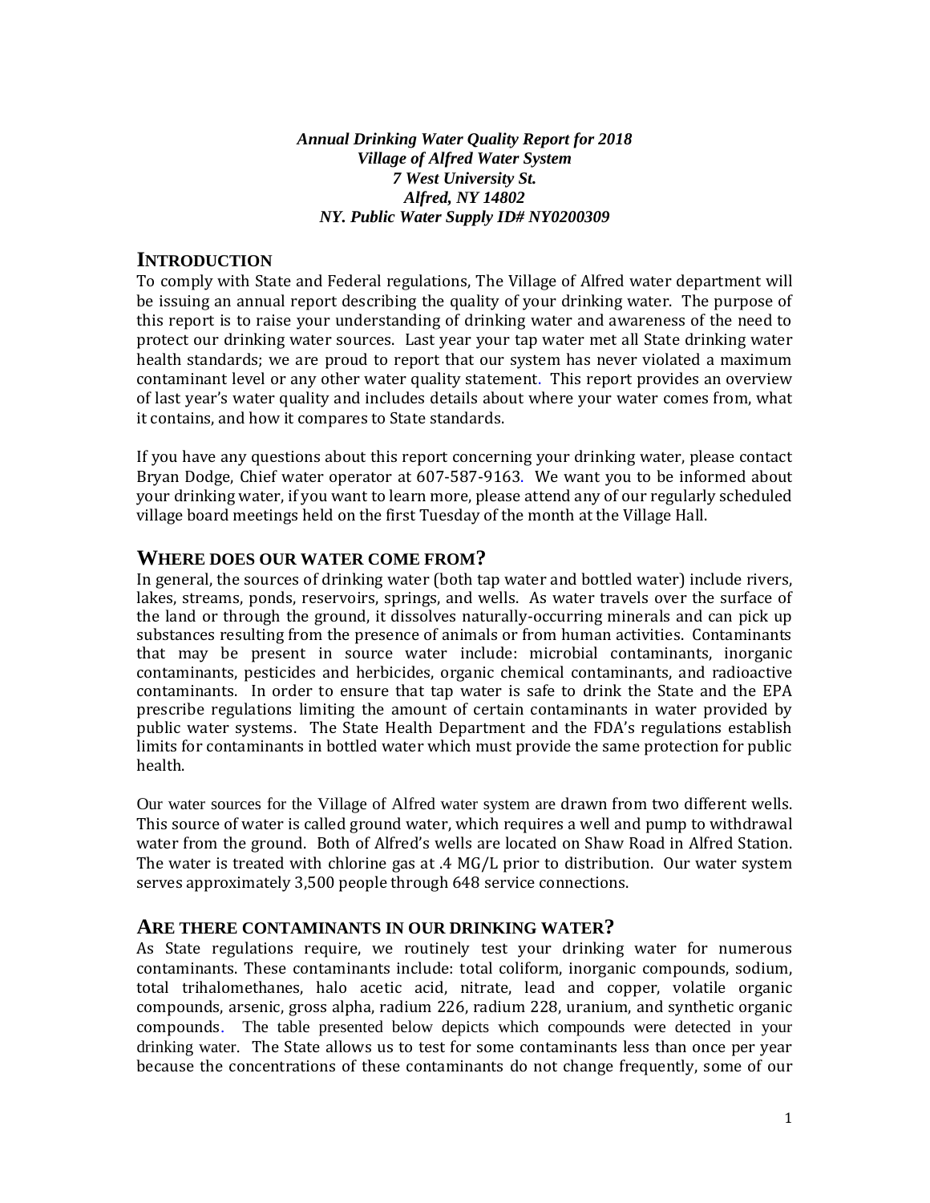***Annual Drinking Water Quality Report for 2018***
***Village of Alfred Water System***
***7 West University St.***
***Alfred, NY 14802***
***NY. Public Water Supply ID# NY0200309***

## INTRODUCTION

To comply with State and Federal regulations, The Village of Alfred water department will be issuing an annual report describing the quality of your drinking water. The purpose of this report is to raise your understanding of drinking water and awareness of the need to protect our drinking water sources. Last year your tap water met all State drinking water health standards; we are proud to report that our system has never violated a maximum contaminant level or any other water quality statement. This report provides an overview of last year's water quality and includes details about where your water comes from, what it contains, and how it compares to State standards.

If you have any questions about this report concerning your drinking water, please contact Bryan Dodge, Chief water operator at 607-587-9163. We want you to be informed about your drinking water, if you want to learn more, please attend any of our regularly scheduled village board meetings held on the first Tuesday of the month at the Village Hall.

## WHERE DOES OUR WATER COME FROM?

In general, the sources of drinking water (both tap water and bottled water) include rivers, lakes, streams, ponds, reservoirs, springs, and wells. As water travels over the surface of the land or through the ground, it dissolves naturally-occurring minerals and can pick up substances resulting from the presence of animals or from human activities. Contaminants that may be present in source water include: microbial contaminants, inorganic contaminants, pesticides and herbicides, organic chemical contaminants, and radioactive contaminants. In order to ensure that tap water is safe to drink the State and the EPA prescribe regulations limiting the amount of certain contaminants in water provided by public water systems. The State Health Department and the FDA's regulations establish limits for contaminants in bottled water which must provide the same protection for public health.

Our water sources for the Village of Alfred water system are drawn from two different wells. This source of water is called ground water, which requires a well and pump to withdrawal water from the ground. Both of Alfred's wells are located on Shaw Road in Alfred Station. The water is treated with chlorine gas at .4 MG/L prior to distribution. Our water system serves approximately 3,500 people through 648 service connections.

## ARE THERE CONTAMINANTS IN OUR DRINKING WATER?

As State regulations require, we routinely test your drinking water for numerous contaminants. These contaminants include: total coliform, inorganic compounds, sodium, total trihalomethanes, halo acetic acid, nitrate, lead and copper, volatile organic compounds, arsenic, gross alpha, radium 226, radium 228, uranium, and synthetic organic compounds. The table presented below depicts which compounds were detected in your drinking water. The State allows us to test for some contaminants less than once per year because the concentrations of these contaminants do not change frequently, some of our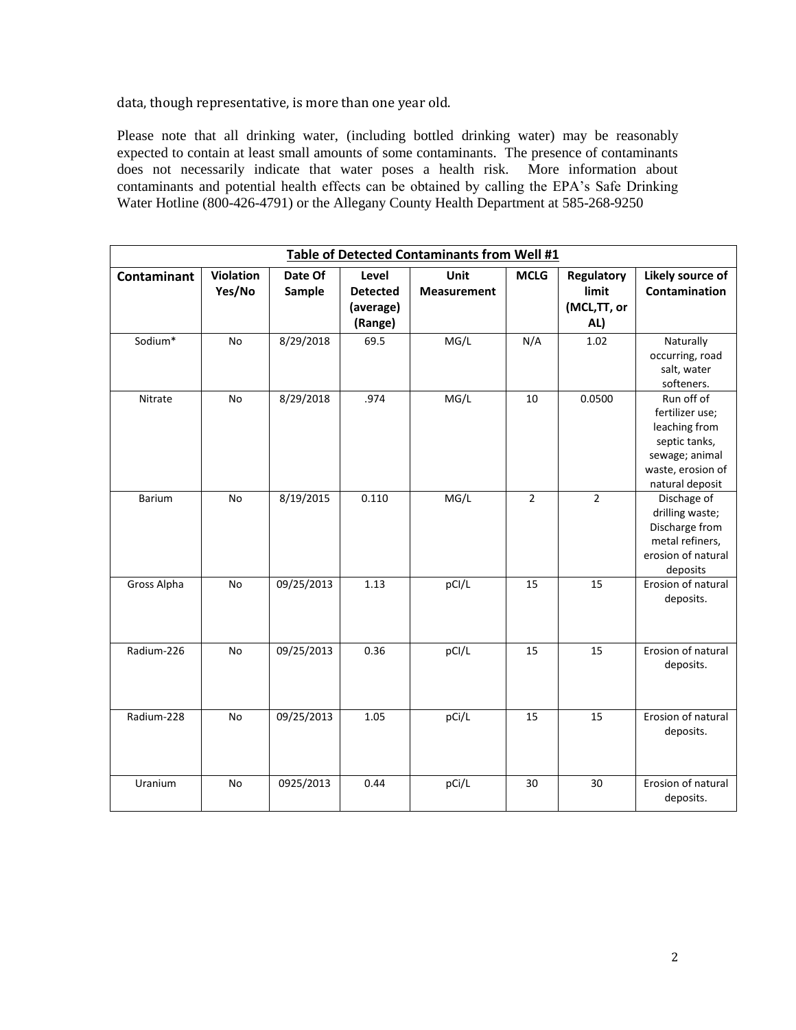data, though representative, is more than one year old.

Please note that all drinking water, (including bottled drinking water) may be reasonably expected to contain at least small amounts of some contaminants. The presence of contaminants does not necessarily indicate that water poses a health risk. More information about contaminants and potential health effects can be obtained by calling the EPA's Safe Drinking Water Hotline (800-426-4791) or the Allegany County Health Department at 585-268-9250

**Table of Detected Contaminants from Well #1**

| Contaminant | Violation Yes/No | Date Of Sample | Level Detected (average) (Range) | Unit Measurement | MCLG | Regulatory limit (MCL,TT, or AL) | Likely source of Contamination |
|---|---|---|---|---|---|---|---|
| Sodium* | No | 8/29/2018 | 69.5 | MG/L | N/A | 1.02 | Naturally occurring, road salt, water softeners. |
| Nitrate | No | 8/29/2018 | .974 | MG/L | 10 | 0.0500 | Run off of fertilizer use; leaching from septic tanks, sewage; animal waste, erosion of natural deposit |
| Barium | No | 8/19/2015 | 0.110 | MG/L | 2 | 2 | Dischage of drilling waste; Discharge from metal refiners, erosion of natural deposits |
| Gross Alpha | No | 09/25/2013 | 1.13 | pCI/L | 15 | 15 | Erosion of natural deposits. |
| Radium-226 | No | 09/25/2013 | 0.36 | pCI/L | 15 | 15 | Erosion of natural deposits. |
| Radium-228 | No | 09/25/2013 | 1.05 | pCi/L | 15 | 15 | Erosion of natural deposits. |
| Uranium | No | 0925/2013 | 0.44 | pCi/L | 30 | 30 | Erosion of natural deposits. |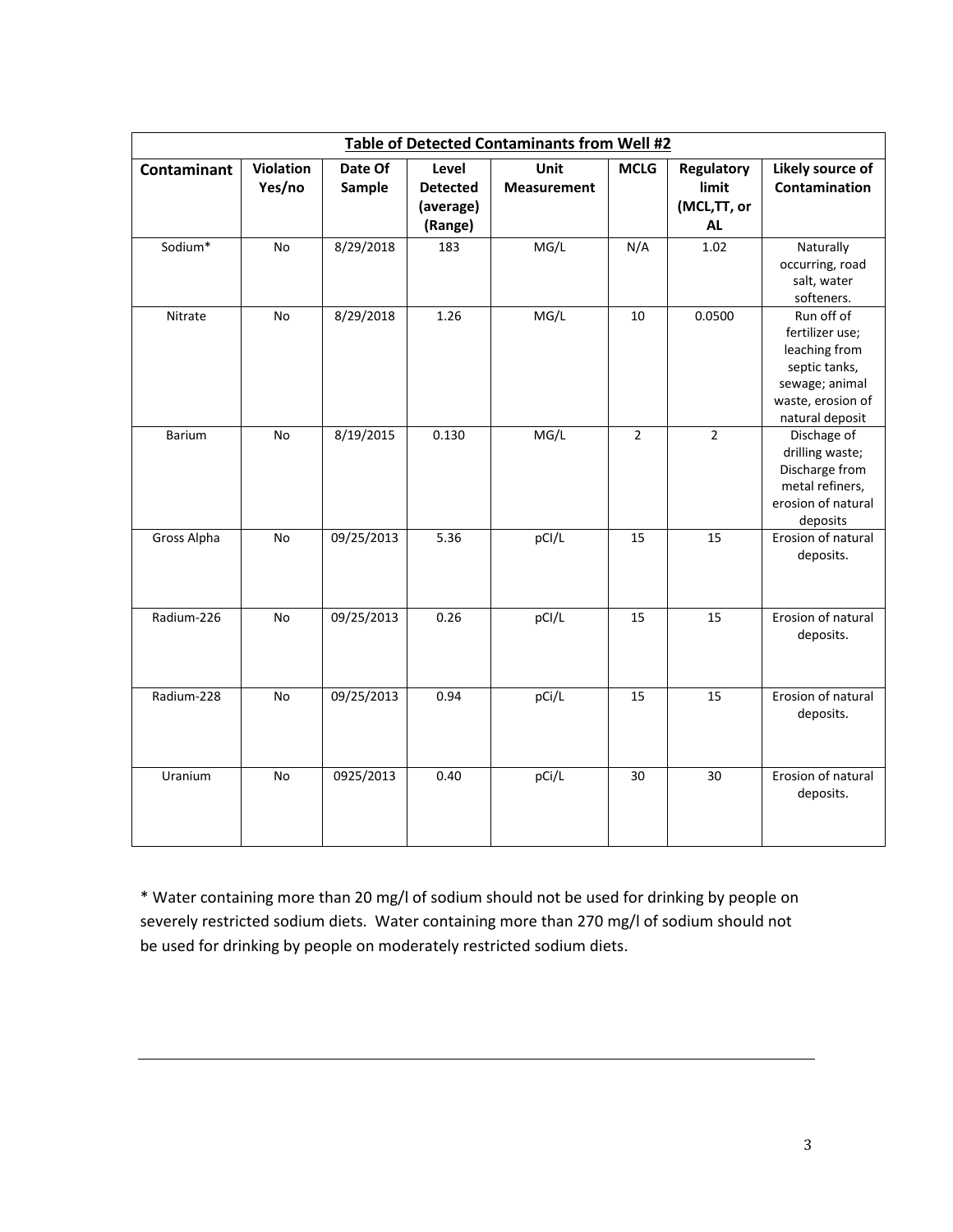| **Table of Detected Contaminants from Well #2** | | | | | | | |
|---|---|---|---|---|---|---|---|
| **Contaminant** | **Violation Yes/no** | **Date Of Sample** | **Level Detected (average) (Range)** | **Unit Measurement** | **MCLG** | **Regulatory limit (MCL,TT, or AL** | **Likely source of Contamination** |
| Sodium* | No | 8/29/2018 | 183 | MG/L | N/A | 1.02 | Naturally occurring, road salt, water softeners. |
| Nitrate | No | 8/29/2018 | 1.26 | MG/L | 10 | 0.0500 | Run off of fertilizer use; leaching from septic tanks, sewage; animal waste, erosion of natural deposit |
| Barium | No | 8/19/2015 | 0.130 | MG/L | 2 | 2 | Dischage of drilling waste; Discharge from metal refiners, erosion of natural deposits |
| Gross Alpha | No | 09/25/2013 | 5.36 | pCI/L | 15 | 15 | Erosion of natural deposits. |
| Radium-226 | No | 09/25/2013 | 0.26 | pCI/L | 15 | 15 | Erosion of natural deposits. |
| Radium-228 | No | 09/25/2013 | 0.94 | pCi/L | 15 | 15 | Erosion of natural deposits. |
| Uranium | No | 0925/2013 | 0.40 | pCi/L | 30 | 30 | Erosion of natural deposits. |

* Water containing more than 20 mg/l of sodium should not be used for drinking by people on severely restricted sodium diets. Water containing more than 270 mg/l of sodium should not be used for drinking by people on moderately restricted sodium diets.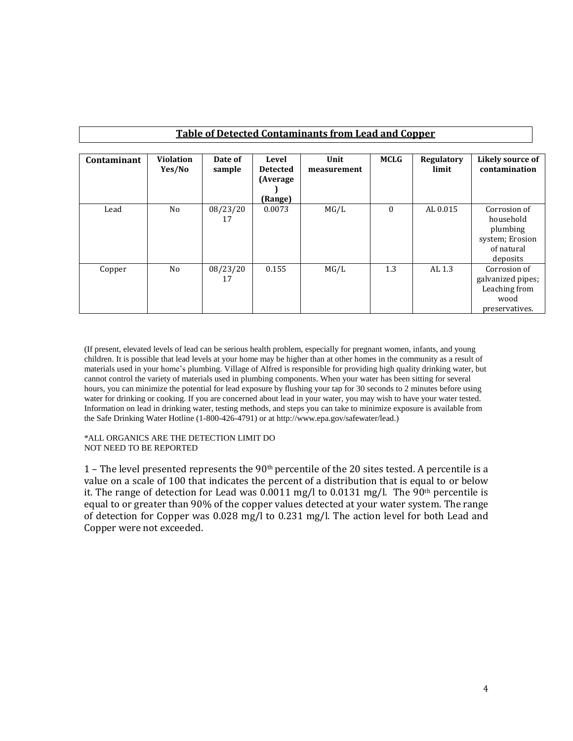**Table of Detected Contaminants from Lead and Copper**

| Contaminant | Violation Yes/No | Date of sample | Level Detected (Average) (Range) | Unit measurement | MCLG | Regulatory limit | Likely source of contamination |
|---|---|---|---|---|---|---|---|
| Lead | No | 08/23/2017 | 0.0073 | MG/L | 0 | AL 0.015 | Corrosion of household plumbing system; Erosion of natural deposits |
| Copper | No | 08/23/2017 | 0.155 | MG/L | 1.3 | AL 1.3 | Corrosion of galvanized pipes; Leaching from wood preservatives. |

(If present, elevated levels of lead can be serious health problem, especially for pregnant women, infants, and young children. It is possible that lead levels at your home may be higher than at other homes in the community as a result of materials used in your home's plumbing. Village of Alfred is responsible for providing high quality drinking water, but cannot control the variety of materials used in plumbing components. When your water has been sitting for several hours, you can minimize the potential for lead exposure by flushing your tap for 30 seconds to 2 minutes before using water for drinking or cooking. If you are concerned about lead in your water, you may wish to have your water tested. Information on lead in drinking water, testing methods, and steps you can take to minimize exposure is available from the Safe Drinking Water Hotline (1-800-426-4791) or at http://www.epa.gov/safewater/lead.)

*ALL ORGANICS ARE THE DETECTION LIMIT DO NOT NEED TO BE REPORTED

1 – The level presented represents the 90th percentile of the 20 sites tested. A percentile is a value on a scale of 100 that indicates the percent of a distribution that is equal to or below it. The range of detection for Lead was 0.0011 mg/l to 0.0131 mg/l. The 90th percentile is equal to or greater than 90% of the copper values detected at your water system. The range of detection for Copper was 0.028 mg/l to 0.231 mg/l. The action level for both Lead and Copper were not exceeded.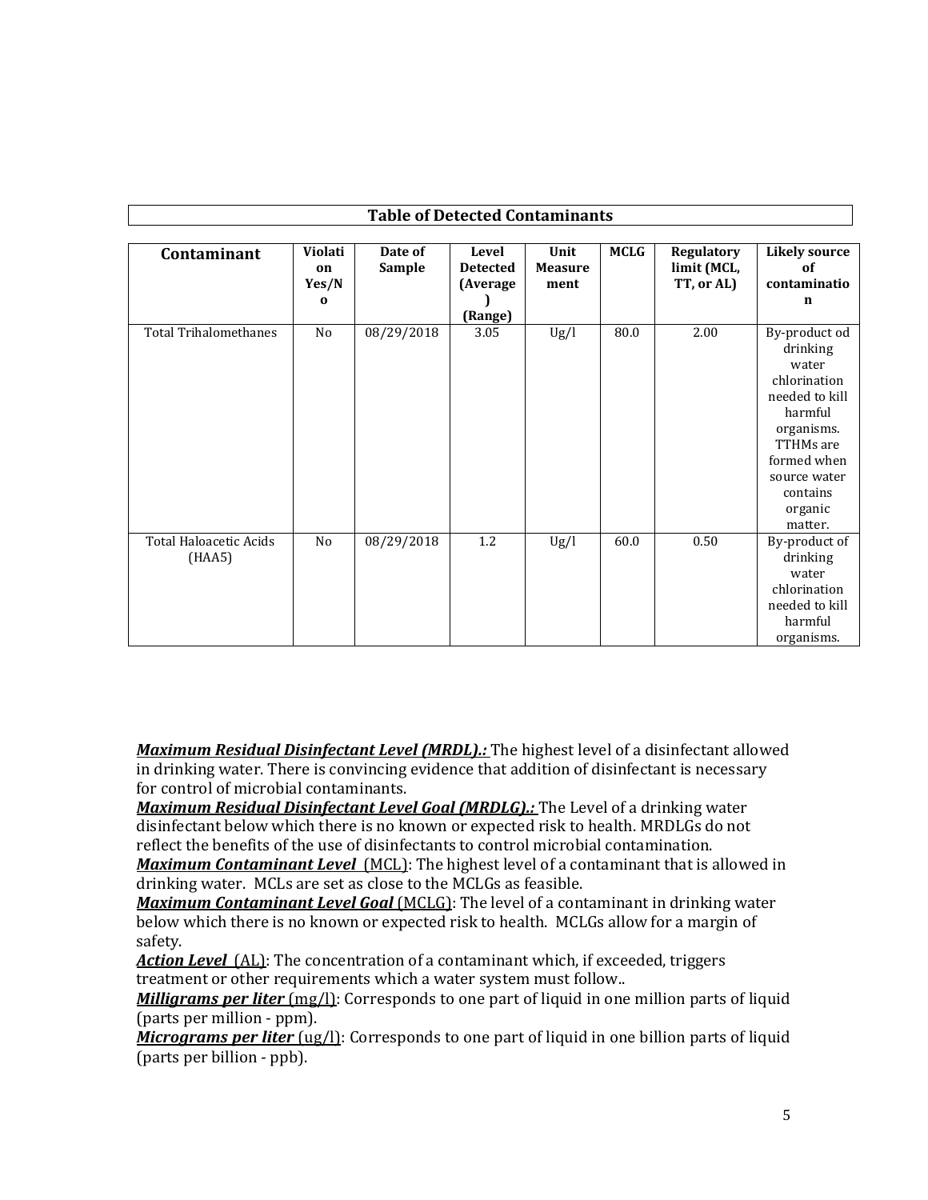**Table of Detected Contaminants**

| Contaminant | Violation Yes/No | Date of Sample | Level Detected (Average) (Range) | Unit Measurement | MCLG | Regulatory limit (MCL, TT, or AL) | Likely source of contamination |
|---|---|---|---|---|---|---|---|
| Total Trihalomethanes | No | 08/29/2018 | 3.05 | Ug/l | 80.0 | 2.00 | By-product od drinking water chlorination needed to kill harmful organisms. TTHMs are formed when source water contains organic matter. |
| Total Haloacetic Acids (HAA5) | No | 08/29/2018 | 1.2 | Ug/l | 60.0 | 0.50 | By-product of drinking water chlorination needed to kill harmful organisms. |

***Maximum Residual Disinfectant Level (MRDL).:*** The highest level of a disinfectant allowed in drinking water. There is convincing evidence that addition of disinfectant is necessary for control of microbial contaminants.
***Maximum Residual Disinfectant Level Goal (MRDLG).:*** The Level of a drinking water disinfectant below which there is no known or expected risk to health. MRDLGs do not reflect the benefits of the use of disinfectants to control microbial contamination.
***Maximum Contaminant Level*** (MCL): The highest level of a contaminant that is allowed in drinking water. MCLs are set as close to the MCLGs as feasible.
***Maximum Contaminant Level Goal*** (MCLG): The level of a contaminant in drinking water below which there is no known or expected risk to health. MCLGs allow for a margin of safety.
***Action Level*** (AL): The concentration of a contaminant which, if exceeded, triggers treatment or other requirements which a water system must follow..
***Milligrams per liter*** (mg/l): Corresponds to one part of liquid in one million parts of liquid (parts per million - ppm).
***Micrograms per liter*** (ug/l): Corresponds to one part of liquid in one billion parts of liquid (parts per billion - ppb).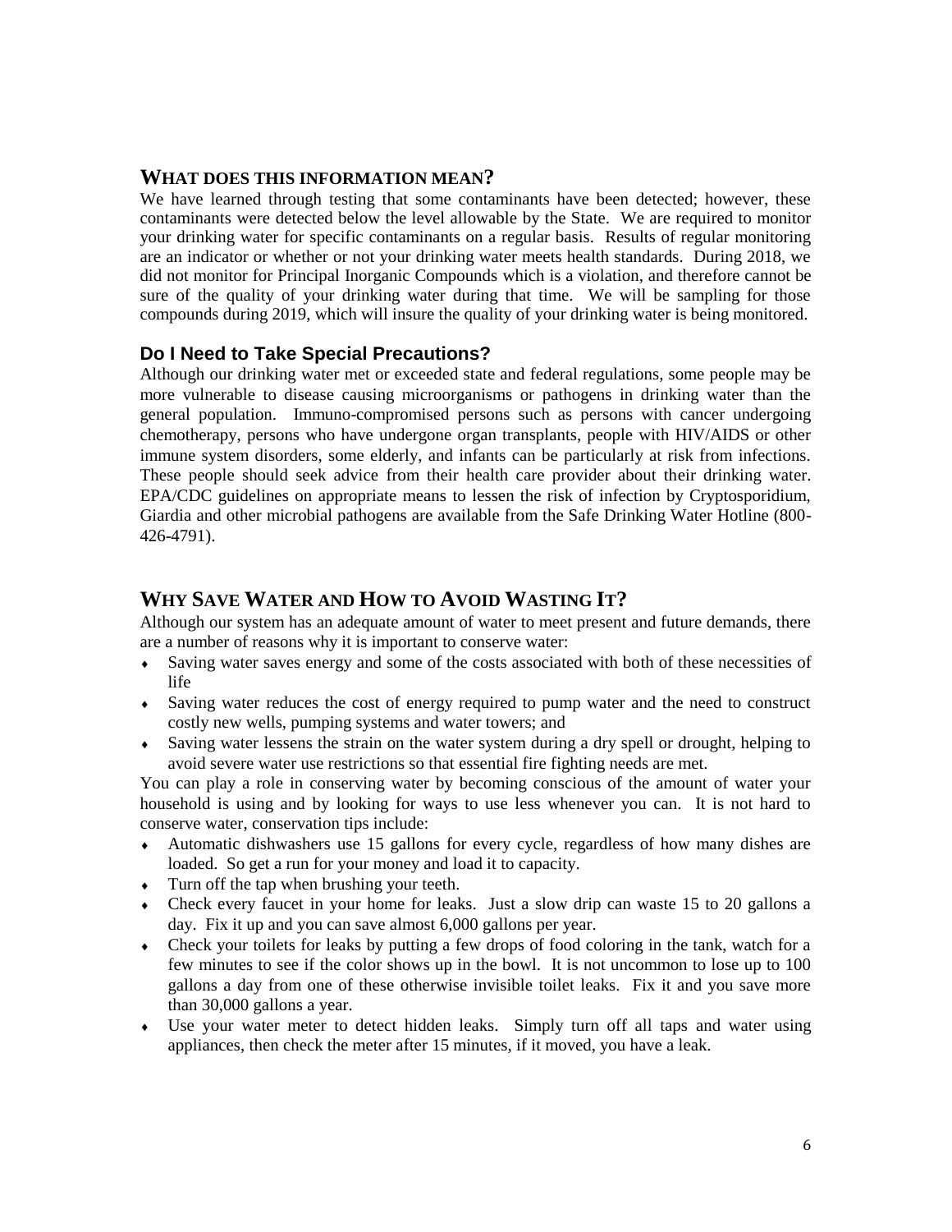## WHAT DOES THIS INFORMATION MEAN?

We have learned through testing that some contaminants have been detected; however, these contaminants were detected below the level allowable by the State. We are required to monitor your drinking water for specific contaminants on a regular basis. Results of regular monitoring are an indicator or whether or not your drinking water meets health standards. During 2018, we did not monitor for Principal Inorganic Compounds which is a violation, and therefore cannot be sure of the quality of your drinking water during that time. We will be sampling for those compounds during 2019, which will insure the quality of your drinking water is being monitored.

### Do I Need to Take Special Precautions?

Although our drinking water met or exceeded state and federal regulations, some people may be more vulnerable to disease causing microorganisms or pathogens in drinking water than the general population. Immuno-compromised persons such as persons with cancer undergoing chemotherapy, persons who have undergone organ transplants, people with HIV/AIDS or other immune system disorders, some elderly, and infants can be particularly at risk from infections. These people should seek advice from their health care provider about their drinking water. EPA/CDC guidelines on appropriate means to lessen the risk of infection by Cryptosporidium, Giardia and other microbial pathogens are available from the Safe Drinking Water Hotline (800-426-4791).

## WHY SAVE WATER AND HOW TO AVOID WASTING IT?

Although our system has an adequate amount of water to meet present and future demands, there are a number of reasons why it is important to conserve water:

- Saving water saves energy and some of the costs associated with both of these necessities of life
- Saving water reduces the cost of energy required to pump water and the need to construct costly new wells, pumping systems and water towers; and
- Saving water lessens the strain on the water system during a dry spell or drought, helping to avoid severe water use restrictions so that essential fire fighting needs are met.

You can play a role in conserving water by becoming conscious of the amount of water your household is using and by looking for ways to use less whenever you can. It is not hard to conserve water, conservation tips include:

- Automatic dishwashers use 15 gallons for every cycle, regardless of how many dishes are loaded. So get a run for your money and load it to capacity.
- Turn off the tap when brushing your teeth.
- Check every faucet in your home for leaks. Just a slow drip can waste 15 to 20 gallons a day. Fix it up and you can save almost 6,000 gallons per year.
- Check your toilets for leaks by putting a few drops of food coloring in the tank, watch for a few minutes to see if the color shows up in the bowl. It is not uncommon to lose up to 100 gallons a day from one of these otherwise invisible toilet leaks. Fix it and you save more than 30,000 gallons a year.
- Use your water meter to detect hidden leaks. Simply turn off all taps and water using appliances, then check the meter after 15 minutes, if it moved, you have a leak.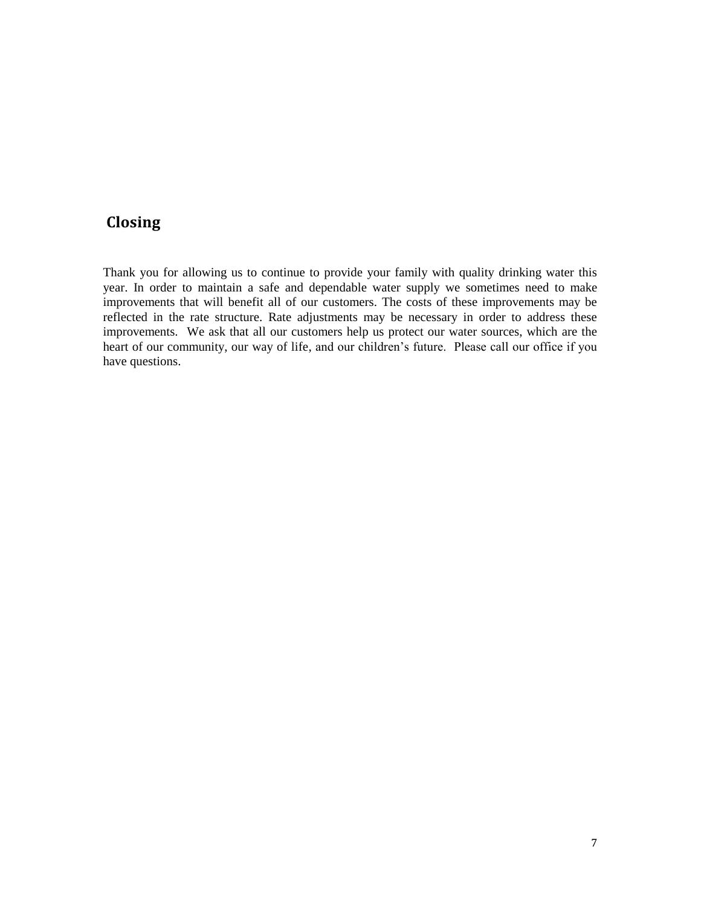## Closing

Thank you for allowing us to continue to provide your family with quality drinking water this year. In order to maintain a safe and dependable water supply we sometimes need to make improvements that will benefit all of our customers. The costs of these improvements may be reflected in the rate structure. Rate adjustments may be necessary in order to address these improvements. We ask that all our customers help us protect our water sources, which are the heart of our community, our way of life, and our children's future. Please call our office if you have questions.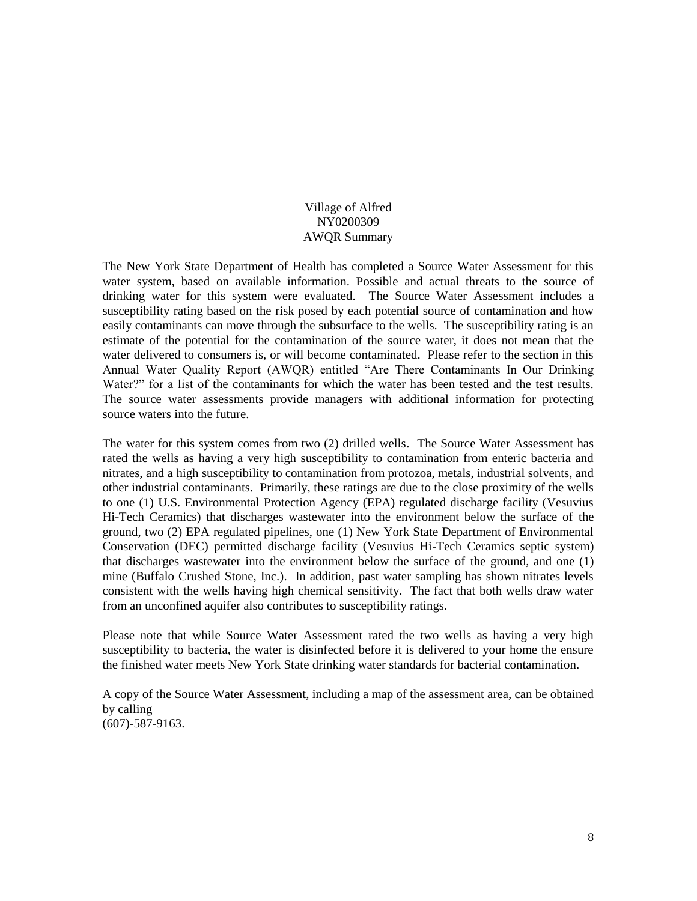Village of Alfred
NY0200309
AWQR Summary

The New York State Department of Health has completed a Source Water Assessment for this water system, based on available information. Possible and actual threats to the source of drinking water for this system were evaluated. The Source Water Assessment includes a susceptibility rating based on the risk posed by each potential source of contamination and how easily contaminants can move through the subsurface to the wells. The susceptibility rating is an estimate of the potential for the contamination of the source water, it does not mean that the water delivered to consumers is, or will become contaminated. Please refer to the section in this Annual Water Quality Report (AWQR) entitled "Are There Contaminants In Our Drinking Water?" for a list of the contaminants for which the water has been tested and the test results. The source water assessments provide managers with additional information for protecting source waters into the future.

The water for this system comes from two (2) drilled wells. The Source Water Assessment has rated the wells as having a very high susceptibility to contamination from enteric bacteria and nitrates, and a high susceptibility to contamination from protozoa, metals, industrial solvents, and other industrial contaminants. Primarily, these ratings are due to the close proximity of the wells to one (1) U.S. Environmental Protection Agency (EPA) regulated discharge facility (Vesuvius Hi-Tech Ceramics) that discharges wastewater into the environment below the surface of the ground, two (2) EPA regulated pipelines, one (1) New York State Department of Environmental Conservation (DEC) permitted discharge facility (Vesuvius Hi-Tech Ceramics septic system) that discharges wastewater into the environment below the surface of the ground, and one (1) mine (Buffalo Crushed Stone, Inc.). In addition, past water sampling has shown nitrates levels consistent with the wells having high chemical sensitivity. The fact that both wells draw water from an unconfined aquifer also contributes to susceptibility ratings.

Please note that while Source Water Assessment rated the two wells as having a very high susceptibility to bacteria, the water is disinfected before it is delivered to your home the ensure the finished water meets New York State drinking water standards for bacterial contamination.

A copy of the Source Water Assessment, including a map of the assessment area, can be obtained by calling
(607)-587-9163.